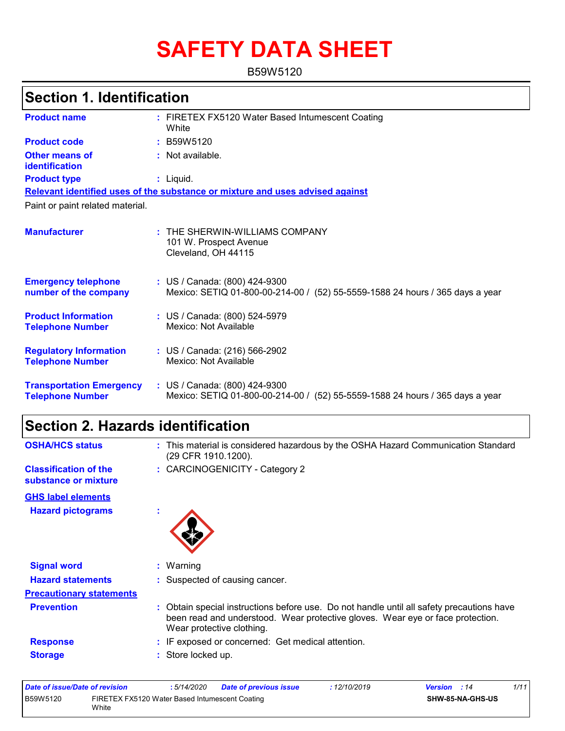# SAFETY DATA SHEET

B59W5120

## Section 1. Identification

**Product name** : FIRETEX FX5120 Water Based Intumescent Coating White

**Product code** : B59W5120

**Other means of identification** : Not available.

**Product type** : Liquid.

**Relevant identified uses of the substance or mixture and uses advised against**

Paint or paint related material.

**Manufacturer** : THE SHERWIN-WILLIAMS COMPANY
101 W. Prospect Avenue
Cleveland, OH 44115

**Emergency telephone number of the company** : US / Canada: (800) 424-9300
Mexico: SETIQ 01-800-00-214-00 / (52) 55-5559-1588 24 hours / 365 days a year

**Product Information Telephone Number** : US / Canada: (800) 524-5979
Mexico: Not Available

**Regulatory Information Telephone Number** : US / Canada: (216) 566-2902
Mexico: Not Available

**Transportation Emergency Telephone Number** : US / Canada: (800) 424-9300
Mexico: SETIQ 01-800-00-214-00 / (52) 55-5559-1588 24 hours / 365 days a year

## Section 2. Hazards identification

**OSHA/HCS status** : This material is considered hazardous by the OSHA Hazard Communication Standard (29 CFR 1910.1200).

**Classification of the substance or mixture** : CARCINOGENICITY - Category 2

**GHS label elements**

**Hazard pictograms** :

**Signal word** : Warning

**Hazard statements** : Suspected of causing cancer.

**Precautionary statements**

**Prevention** : Obtain special instructions before use. Do not handle until all safety precautions have been read and understood. Wear protective gloves. Wear eye or face protection. Wear protective clothing.

**Response** : IF exposed or concerned: Get medical attention.

**Storage** : Store locked up.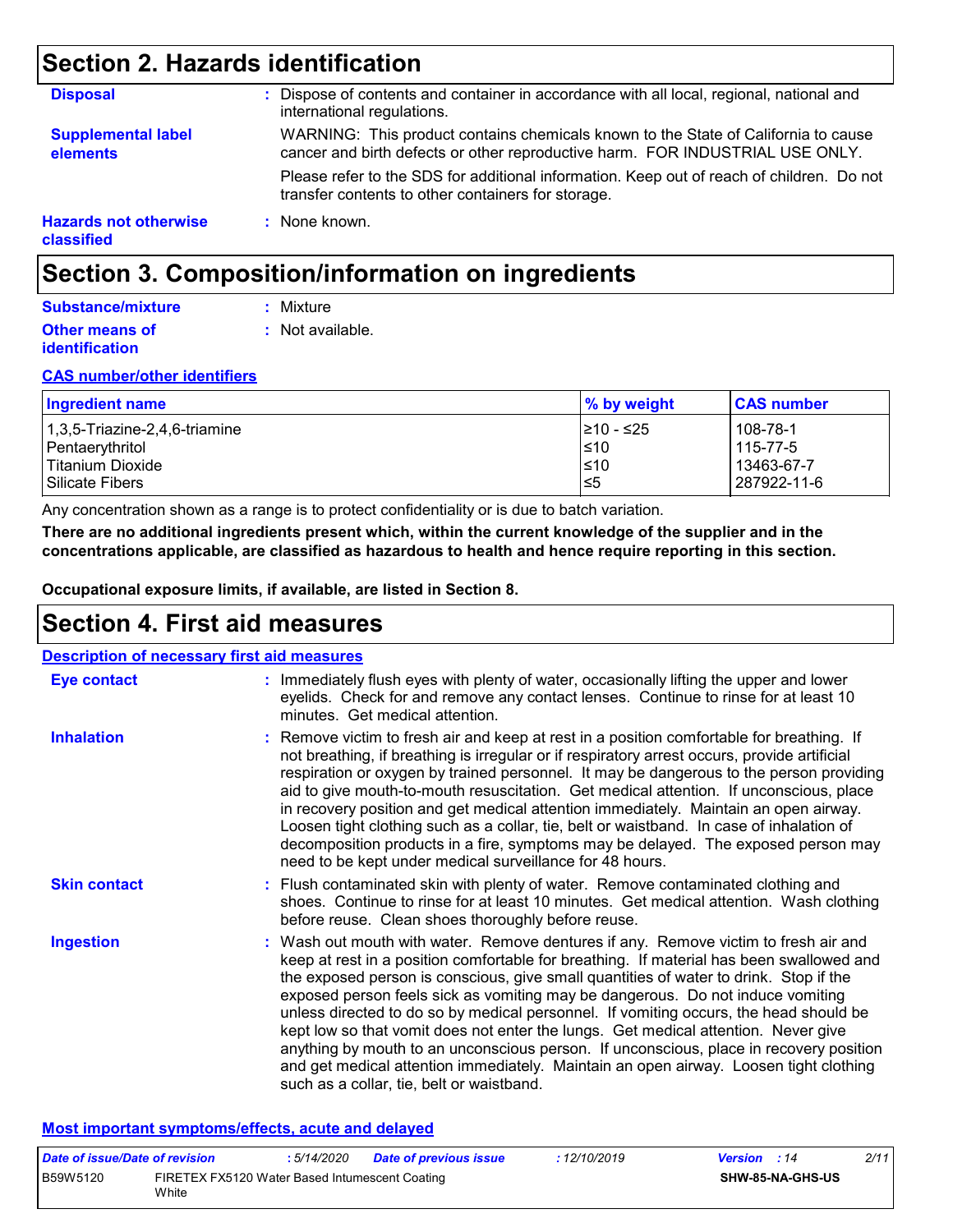## Section 2. Hazards identification

**Disposal** : Dispose of contents and container in accordance with all local, regional, national and international regulations.

**Supplemental label elements** WARNING: This product contains chemicals known to the State of California to cause cancer and birth defects or other reproductive harm. FOR INDUSTRIAL USE ONLY.

Please refer to the SDS for additional information. Keep out of reach of children. Do not transfer contents to other containers for storage.

**Hazards not otherwise classified** : None known.

## Section 3. Composition/information on ingredients

**Substance/mixture** : Mixture

**Other means of identification** : Not available.

**CAS number/other identifiers**

| Ingredient name | % by weight | CAS number |
|---|---|---|
| 1,3,5-Triazine-2,4,6-triamine | ≥10 - ≤25 | 108-78-1 |
| Pentaerythritol | ≤10 | 115-77-5 |
| Titanium Dioxide | ≤10 | 13463-67-7 |
| Silicate Fibers | ≤5 | 287922-11-6 |

Any concentration shown as a range is to protect confidentiality or is due to batch variation.

**There are no additional ingredients present which, within the current knowledge of the supplier and in the concentrations applicable, are classified as hazardous to health and hence require reporting in this section.**

**Occupational exposure limits, if available, are listed in Section 8.**

## Section 4. First aid measures

**Description of necessary first aid measures**

**Eye contact** : Immediately flush eyes with plenty of water, occasionally lifting the upper and lower eyelids. Check for and remove any contact lenses. Continue to rinse for at least 10 minutes. Get medical attention.

**Inhalation** : Remove victim to fresh air and keep at rest in a position comfortable for breathing. If not breathing, if breathing is irregular or if respiratory arrest occurs, provide artificial respiration or oxygen by trained personnel. It may be dangerous to the person providing aid to give mouth-to-mouth resuscitation. Get medical attention. If unconscious, place in recovery position and get medical attention immediately. Maintain an open airway. Loosen tight clothing such as a collar, tie, belt or waistband. In case of inhalation of decomposition products in a fire, symptoms may be delayed. The exposed person may need to be kept under medical surveillance for 48 hours.

**Skin contact** : Flush contaminated skin with plenty of water. Remove contaminated clothing and shoes. Continue to rinse for at least 10 minutes. Get medical attention. Wash clothing before reuse. Clean shoes thoroughly before reuse.

**Ingestion** : Wash out mouth with water. Remove dentures if any. Remove victim to fresh air and keep at rest in a position comfortable for breathing. If material has been swallowed and the exposed person is conscious, give small quantities of water to drink. Stop if the exposed person feels sick as vomiting may be dangerous. Do not induce vomiting unless directed to do so by medical personnel. If vomiting occurs, the head should be kept low so that vomit does not enter the lungs. Get medical attention. Never give anything by mouth to an unconscious person. If unconscious, place in recovery position and get medical attention immediately. Maintain an open airway. Loosen tight clothing such as a collar, tie, belt or waistband.

**Most important symptoms/effects, acute and delayed**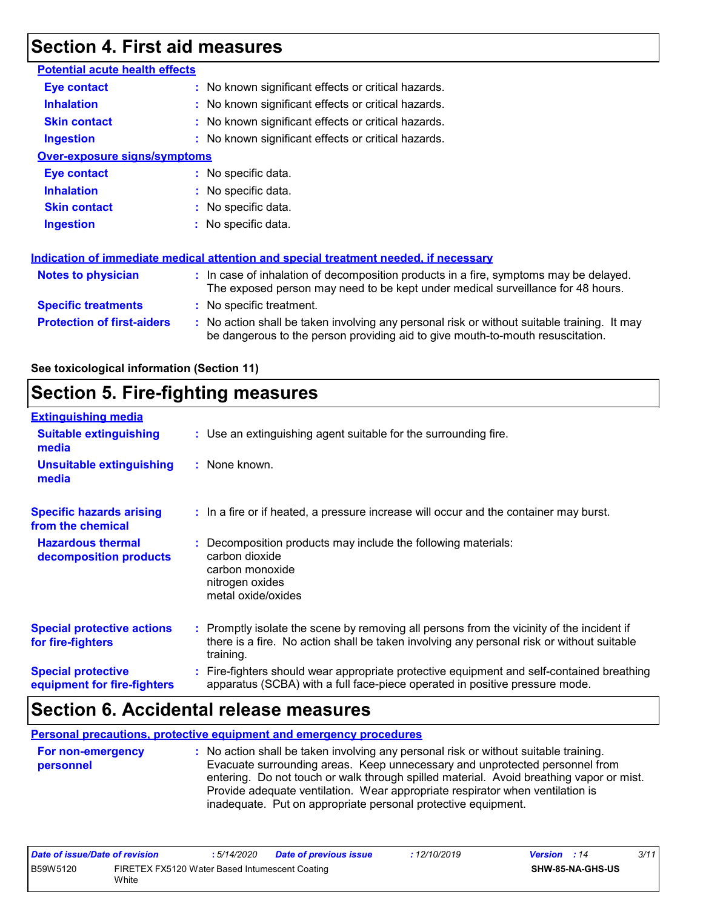# Section 4. First aid measures

### Potential acute health effects

**Eye contact** : No known significant effects or critical hazards.

**Inhalation** : No known significant effects or critical hazards.

**Skin contact** : No known significant effects or critical hazards.

**Ingestion** : No known significant effects or critical hazards.

### Over-exposure signs/symptoms

**Eye contact** : No specific data.

**Inhalation** : No specific data.

**Skin contact** : No specific data.

**Ingestion** : No specific data.

### Indication of immediate medical attention and special treatment needed, if necessary

**Notes to physician** : In case of inhalation of decomposition products in a fire, symptoms may be delayed. The exposed person may need to be kept under medical surveillance for 48 hours.

**Specific treatments** : No specific treatment.

**Protection of first-aiders** : No action shall be taken involving any personal risk or without suitable training. It may be dangerous to the person providing aid to give mouth-to-mouth resuscitation.

**See toxicological information (Section 11)**

# Section 5. Fire-fighting measures

### Extinguishing media

**Suitable extinguishing media** : Use an extinguishing agent suitable for the surrounding fire.

**Unsuitable extinguishing media** : None known.

**Specific hazards arising from the chemical** : In a fire or if heated, a pressure increase will occur and the container may burst.

**Hazardous thermal decomposition products** : Decomposition products may include the following materials:
carbon dioxide
carbon monoxide
nitrogen oxides
metal oxide/oxides

**Special protective actions for fire-fighters** : Promptly isolate the scene by removing all persons from the vicinity of the incident if there is a fire. No action shall be taken involving any personal risk or without suitable training.

**Special protective equipment for fire-fighters** : Fire-fighters should wear appropriate protective equipment and self-contained breathing apparatus (SCBA) with a full face-piece operated in positive pressure mode.

# Section 6. Accidental release measures

### Personal precautions, protective equipment and emergency procedures

**For non-emergency personnel** : No action shall be taken involving any personal risk or without suitable training. Evacuate surrounding areas. Keep unnecessary and unprotected personnel from entering. Do not touch or walk through spilled material. Avoid breathing vapor or mist. Provide adequate ventilation. Wear appropriate respirator when ventilation is inadequate. Put on appropriate personal protective equipment.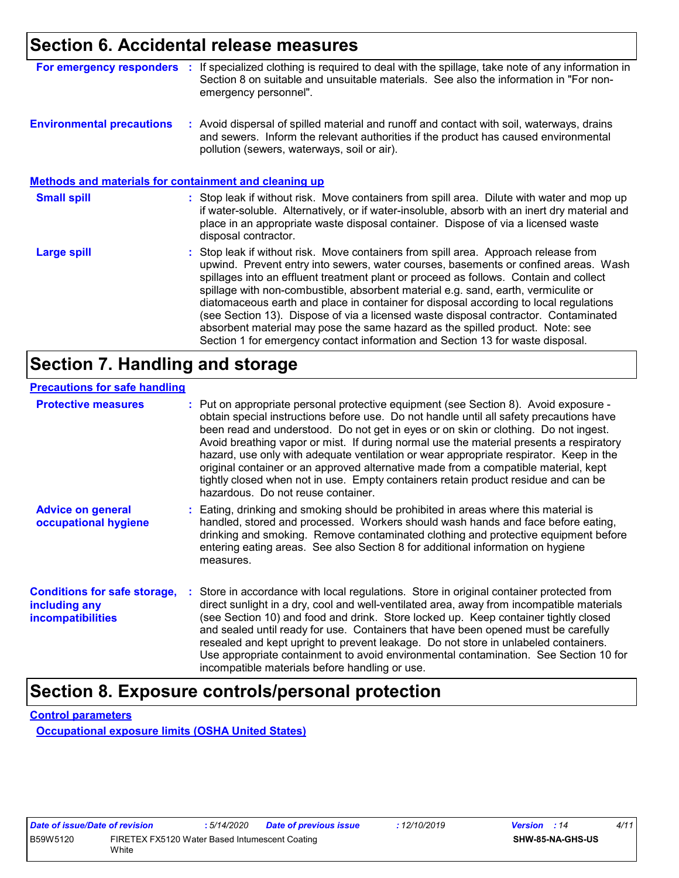## Section 6. Accidental release measures

**For emergency responders** : If specialized clothing is required to deal with the spillage, take note of any information in Section 8 on suitable and unsuitable materials. See also the information in "For non-emergency personnel".

**Environmental precautions** : Avoid dispersal of spilled material and runoff and contact with soil, waterways, drains and sewers. Inform the relevant authorities if the product has caused environmental pollution (sewers, waterways, soil or air).

### Methods and materials for containment and cleaning up

**Small spill** : Stop leak if without risk. Move containers from spill area. Dilute with water and mop up if water-soluble. Alternatively, or if water-insoluble, absorb with an inert dry material and place in an appropriate waste disposal container. Dispose of via a licensed waste disposal contractor.

**Large spill** : Stop leak if without risk. Move containers from spill area. Approach release from upwind. Prevent entry into sewers, water courses, basements or confined areas. Wash spillages into an effluent treatment plant or proceed as follows. Contain and collect spillage with non-combustible, absorbent material e.g. sand, earth, vermiculite or diatomaceous earth and place in container for disposal according to local regulations (see Section 13). Dispose of via a licensed waste disposal contractor. Contaminated absorbent material may pose the same hazard as the spilled product. Note: see Section 1 for emergency contact information and Section 13 for waste disposal.

## Section 7. Handling and storage

### Precautions for safe handling

**Protective measures** : Put on appropriate personal protective equipment (see Section 8). Avoid exposure - obtain special instructions before use. Do not handle until all safety precautions have been read and understood. Do not get in eyes or on skin or clothing. Do not ingest. Avoid breathing vapor or mist. If during normal use the material presents a respiratory hazard, use only with adequate ventilation or wear appropriate respirator. Keep in the original container or an approved alternative made from a compatible material, kept tightly closed when not in use. Empty containers retain product residue and can be hazardous. Do not reuse container.

**Advice on general occupational hygiene** : Eating, drinking and smoking should be prohibited in areas where this material is handled, stored and processed. Workers should wash hands and face before eating, drinking and smoking. Remove contaminated clothing and protective equipment before entering eating areas. See also Section 8 for additional information on hygiene measures.

**Conditions for safe storage, including any incompatibilities** : Store in accordance with local regulations. Store in original container protected from direct sunlight in a dry, cool and well-ventilated area, away from incompatible materials (see Section 10) and food and drink. Store locked up. Keep container tightly closed and sealed until ready for use. Containers that have been opened must be carefully resealed and kept upright to prevent leakage. Do not store in unlabeled containers. Use appropriate containment to avoid environmental contamination. See Section 10 for incompatible materials before handling or use.

## Section 8. Exposure controls/personal protection

### Control parameters

#### Occupational exposure limits (OSHA United States)

| Date of issue/Date of revision | : 5/14/2020 | Date of previous issue | : 12/10/2019 | Version : 14 |
|---|---|---|---|---|
| B59W5120 | FIRETEX FX5120 Water Based Intumescent Coating White | | | SHW-85-NA-GHS-US |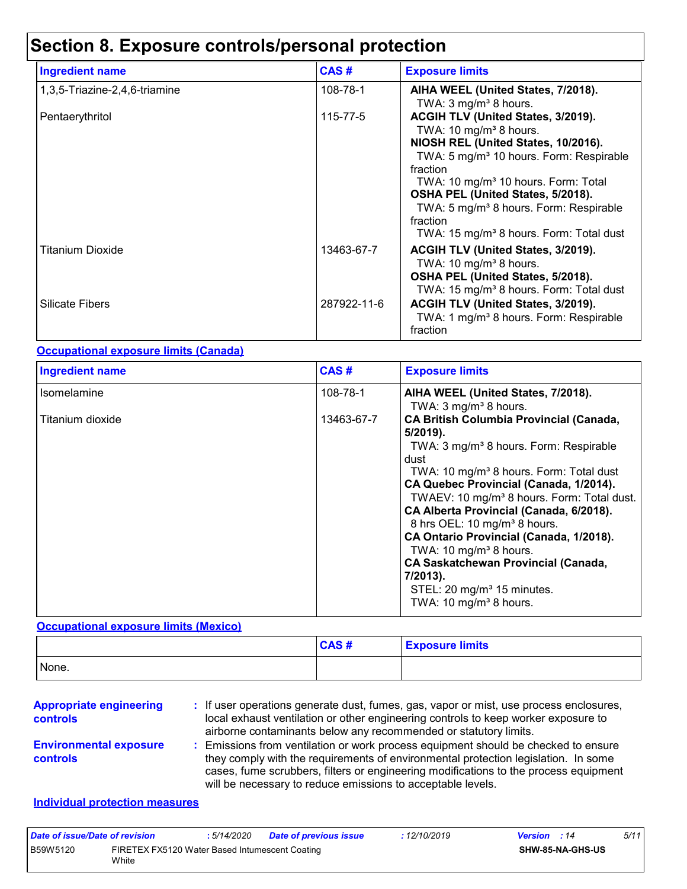# Section 8. Exposure controls/personal protection

| Ingredient name | CAS # | Exposure limits |
|---|---|---|
| 1,3,5-Triazine-2,4,6-triamine | 108-78-1 | **AIHA WEEL (United States, 7/2018).**<br>TWA: 3 mg/m³ 8 hours. |
| Pentaerythritol | 115-77-5 | **ACGIH TLV (United States, 3/2019).**<br>TWA: 10 mg/m³ 8 hours.<br>**NIOSH REL (United States, 10/2016).**<br>TWA: 5 mg/m³ 10 hours. Form: Respirable fraction<br>TWA: 10 mg/m³ 10 hours. Form: Total<br>**OSHA PEL (United States, 5/2018).**<br>TWA: 5 mg/m³ 8 hours. Form: Respirable fraction<br>TWA: 15 mg/m³ 8 hours. Form: Total dust |
| Titanium Dioxide | 13463-67-7 | **ACGIH TLV (United States, 3/2019).**<br>TWA: 10 mg/m³ 8 hours.<br>**OSHA PEL (United States, 5/2018).**<br>TWA: 15 mg/m³ 8 hours. Form: Total dust |
| Silicate Fibers | 287922-11-6 | **ACGIH TLV (United States, 3/2019).**<br>TWA: 1 mg/m³ 8 hours. Form: Respirable fraction |

**Occupational exposure limits (Canada)**

| Ingredient name | CAS # | Exposure limits |
|---|---|---|
| Isomelamine | 108-78-1 | **AIHA WEEL (United States, 7/2018).**<br>TWA: 3 mg/m³ 8 hours. |
| Titanium dioxide | 13463-67-7 | **CA British Columbia Provincial (Canada, 5/2019).**<br>TWA: 3 mg/m³ 8 hours. Form: Respirable dust<br>TWA: 10 mg/m³ 8 hours. Form: Total dust<br>**CA Quebec Provincial (Canada, 1/2014).**<br>TWAEV: 10 mg/m³ 8 hours. Form: Total dust.<br>**CA Alberta Provincial (Canada, 6/2018).**<br>8 hrs OEL: 10 mg/m³ 8 hours.<br>**CA Ontario Provincial (Canada, 1/2018).**<br>TWA: 10 mg/m³ 8 hours.<br>**CA Saskatchewan Provincial (Canada, 7/2013).**<br>STEL: 20 mg/m³ 15 minutes.<br>TWA: 10 mg/m³ 8 hours. |

**Occupational exposure limits (Mexico)**

| | CAS # | Exposure limits |
|---|---|---|
| None. | | |

**Appropriate engineering controls** : If user operations generate dust, fumes, gas, vapor or mist, use process enclosures, local exhaust ventilation or other engineering controls to keep worker exposure to airborne contaminants below any recommended or statutory limits.

**Environmental exposure controls** : Emissions from ventilation or work process equipment should be checked to ensure they comply with the requirements of environmental protection legislation. In some cases, fume scrubbers, filters or engineering modifications to the process equipment will be necessary to reduce emissions to acceptable levels.

**Individual protection measures**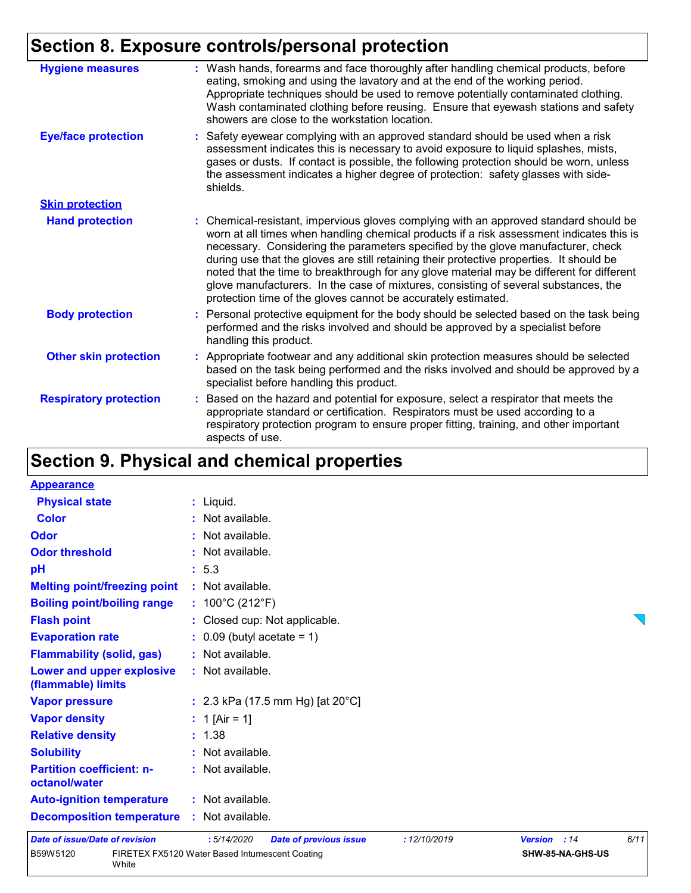## Section 8. Exposure controls/personal protection

**Hygiene measures** : Wash hands, forearms and face thoroughly after handling chemical products, before eating, smoking and using the lavatory and at the end of the working period. Appropriate techniques should be used to remove potentially contaminated clothing. Wash contaminated clothing before reusing. Ensure that eyewash stations and safety showers are close to the workstation location.

**Eye/face protection** : Safety eyewear complying with an approved standard should be used when a risk assessment indicates this is necessary to avoid exposure to liquid splashes, mists, gases or dusts. If contact is possible, the following protection should be worn, unless the assessment indicates a higher degree of protection: safety glasses with side-shields.

**Skin protection**

**Hand protection** : Chemical-resistant, impervious gloves complying with an approved standard should be worn at all times when handling chemical products if a risk assessment indicates this is necessary. Considering the parameters specified by the glove manufacturer, check during use that the gloves are still retaining their protective properties. It should be noted that the time to breakthrough for any glove material may be different for different glove manufacturers. In the case of mixtures, consisting of several substances, the protection time of the gloves cannot be accurately estimated.

**Body protection** : Personal protective equipment for the body should be selected based on the task being performed and the risks involved and should be approved by a specialist before handling this product.

**Other skin protection** : Appropriate footwear and any additional skin protection measures should be selected based on the task being performed and the risks involved and should be approved by a specialist before handling this product.

**Respiratory protection** : Based on the hazard and potential for exposure, select a respirator that meets the appropriate standard or certification. Respirators must be used according to a respiratory protection program to ensure proper fitting, training, and other important aspects of use.

## Section 9. Physical and chemical properties

**Appearance**

**Physical state** : Liquid.

**Color** : Not available.

**Odor** : Not available.

**Odor threshold** : Not available.

**pH** : 5.3

**Melting point/freezing point** : Not available.

**Boiling point/boiling range** : 100°C (212°F)

**Flash point** : Closed cup: Not applicable.

**Evaporation rate** : 0.09 (butyl acetate = 1)

**Flammability (solid, gas)** : Not available.

**Lower and upper explosive (flammable) limits** : Not available.

**Vapor pressure** : 2.3 kPa (17.5 mm Hg) [at 20°C]

**Vapor density** : 1 [Air = 1]

**Relative density** : 1.38

**Solubility** : Not available.

**Partition coefficient: n-octanol/water** : Not available.

**Auto-ignition temperature** : Not available.

**Decomposition temperature** : Not available.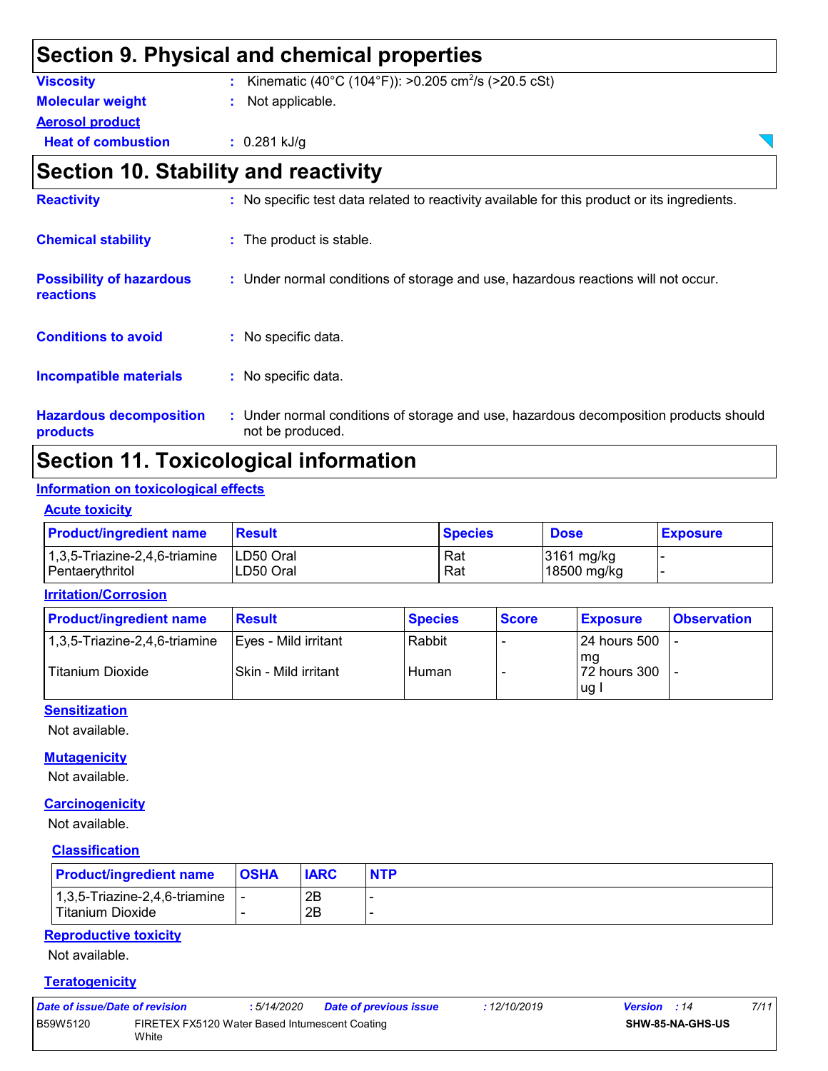## Section 9. Physical and chemical properties

**Viscosity** : Kinematic (40°C (104°F)): >0.205 $cm^2/s$ (>20.5 cSt)

**Molecular weight** : Not applicable.

**Aerosol product**

**Heat of combustion** : 0.281 kJ/g

## Section 10. Stability and reactivity

**Reactivity** : No specific test data related to reactivity available for this product or its ingredients.

**Chemical stability** : The product is stable.

**Possibility of hazardous reactions** : Under normal conditions of storage and use, hazardous reactions will not occur.

**Conditions to avoid** : No specific data.

**Incompatible materials** : No specific data.

**Hazardous decomposition products** : Under normal conditions of storage and use, hazardous decomposition products should not be produced.

## Section 11. Toxicological information

### Information on toxicological effects

#### Acute toxicity

| Product/ingredient name | Result | Species | Dose | Exposure |
|---|---|---|---|---|
| 1,3,5-Triazine-2,4,6-triamine | LD50 Oral | Rat | 3161 mg/kg | - |
| Pentaerythritol | LD50 Oral | Rat | 18500 mg/kg | - |

#### Irritation/Corrosion

| Product/ingredient name | Result | Species | Score | Exposure | Observation |
|---|---|---|---|---|---|
| 1,3,5-Triazine-2,4,6-triamine | Eyes - Mild irritant | Rabbit | - | 24 hours 500 mg | - |
| Titanium Dioxide | Skin - Mild irritant | Human | - | 72 hours 300 ug I | - |

#### Sensitization

Not available.

#### Mutagenicity

Not available.

#### Carcinogenicity

Not available.

#### Classification

| Product/ingredient name | OSHA | IARC | NTP |
|---|---|---|---|
| 1,3,5-Triazine-2,4,6-triamine | - | 2B | - |
| Titanium Dioxide | - | 2B | - |

#### Reproductive toxicity

Not available.

#### Teratogenicity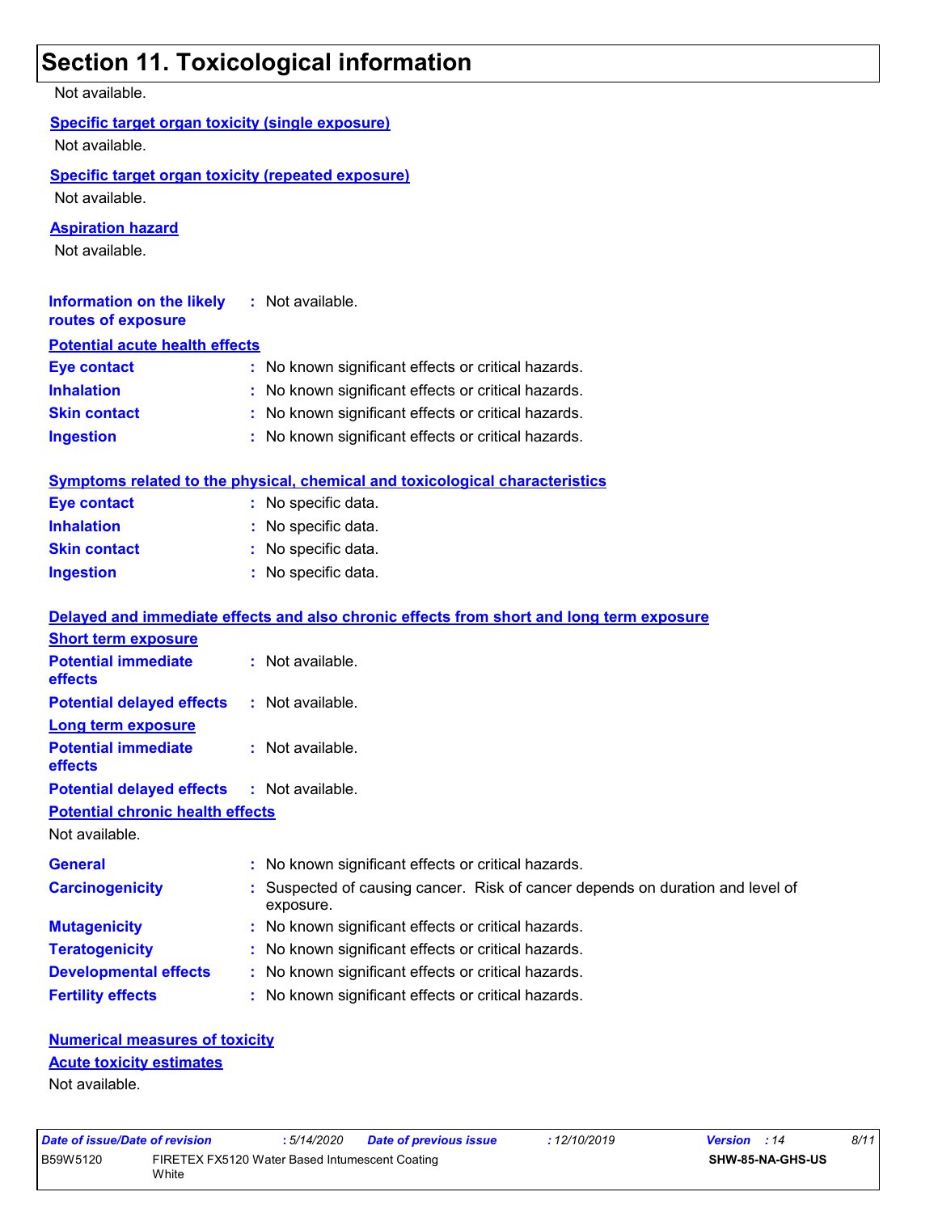## Section 11. Toxicological information

Not available.

**Specific target organ toxicity (single exposure)**

Not available.

**Specific target organ toxicity (repeated exposure)**

Not available.

**Aspiration hazard**

Not available.

**Information on the likely routes of exposure** : Not available.

**Potential acute health effects**

**Eye contact** : No known significant effects or critical hazards.
**Inhalation** : No known significant effects or critical hazards.
**Skin contact** : No known significant effects or critical hazards.
**Ingestion** : No known significant effects or critical hazards.

**Symptoms related to the physical, chemical and toxicological characteristics**

**Eye contact** : No specific data.
**Inhalation** : No specific data.
**Skin contact** : No specific data.
**Ingestion** : No specific data.

**Delayed and immediate effects and also chronic effects from short and long term exposure**

**Short term exposure**

**Potential immediate effects** : Not available.
**Potential delayed effects** : Not available.

**Long term exposure**

**Potential immediate effects** : Not available.
**Potential delayed effects** : Not available.

**Potential chronic health effects**

Not available.

**General** : No known significant effects or critical hazards.
**Carcinogenicity** : Suspected of causing cancer. Risk of cancer depends on duration and level of exposure.
**Mutagenicity** : No known significant effects or critical hazards.
**Teratogenicity** : No known significant effects or critical hazards.
**Developmental effects** : No known significant effects or critical hazards.
**Fertility effects** : No known significant effects or critical hazards.

**Numerical measures of toxicity**

**Acute toxicity estimates**

Not available.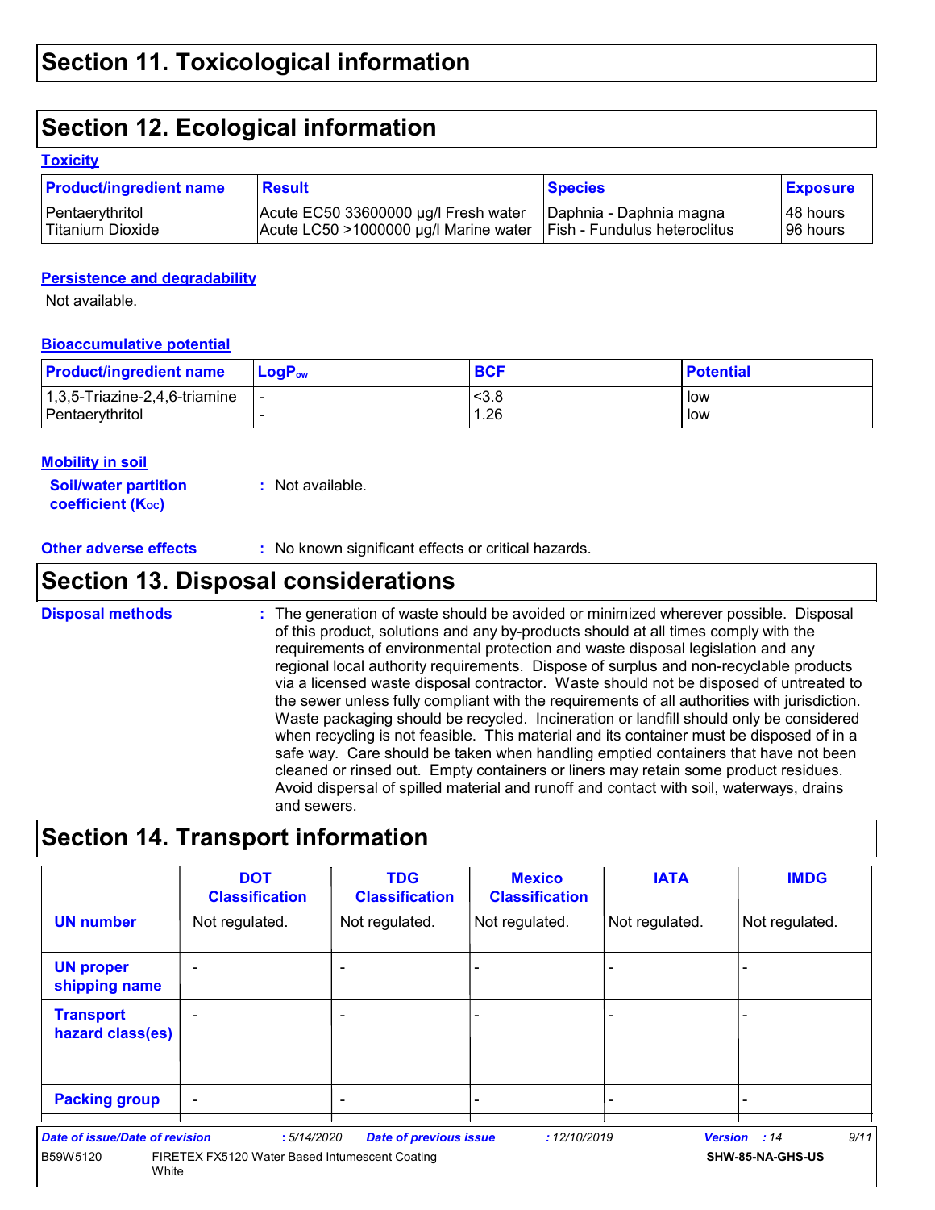## Section 11. Toxicological information

## Section 12. Ecological information

### Toxicity

| Product/ingredient name | Result | Species | Exposure |
|---|---|---|---|
| Pentaerythritol | Acute EC50 33600000 µg/l Fresh water | Daphnia - Daphnia magna | 48 hours |
| Titanium Dioxide | Acute LC50 >1000000 µg/l Marine water | Fish - Fundulus heteroclitus | 96 hours |

### Persistence and degradability

Not available.

### Bioaccumulative potential

| Product/ingredient name | $LogP_{ow}$ | BCF | Potential |
|---|---|---|---|
| 1,3,5-Triazine-2,4,6-triamine | - | <3.8 | low |
| Pentaerythritol | - | 1.26 | low |

### Mobility in soil

**Soil/water partition coefficient ($K_{OC}$)** : Not available.

**Other adverse effects** : No known significant effects or critical hazards.

## Section 13. Disposal considerations

**Disposal methods** : The generation of waste should be avoided or minimized wherever possible. Disposal of this product, solutions and any by-products should at all times comply with the requirements of environmental protection and waste disposal legislation and any regional local authority requirements. Dispose of surplus and non-recyclable products via a licensed waste disposal contractor. Waste should not be disposed of untreated to the sewer unless fully compliant with the requirements of all authorities with jurisdiction. Waste packaging should be recycled. Incineration or landfill should only be considered when recycling is not feasible. This material and its container must be disposed of in a safe way. Care should be taken when handling emptied containers that have not been cleaned or rinsed out. Empty containers or liners may retain some product residues. Avoid dispersal of spilled material and runoff and contact with soil, waterways, drains and sewers.

## Section 14. Transport information

| | DOT Classification | TDG Classification | Mexico Classification | IATA | IMDG |
|---|---|---|---|---|---|
| **UN number** | Not regulated. | Not regulated. | Not regulated. | Not regulated. | Not regulated. |
| **UN proper shipping name** | - | - | - | - | - |
| **Transport hazard class(es)** | - | - | - | - | - |
| **Packing group** | - | - | - | - | - |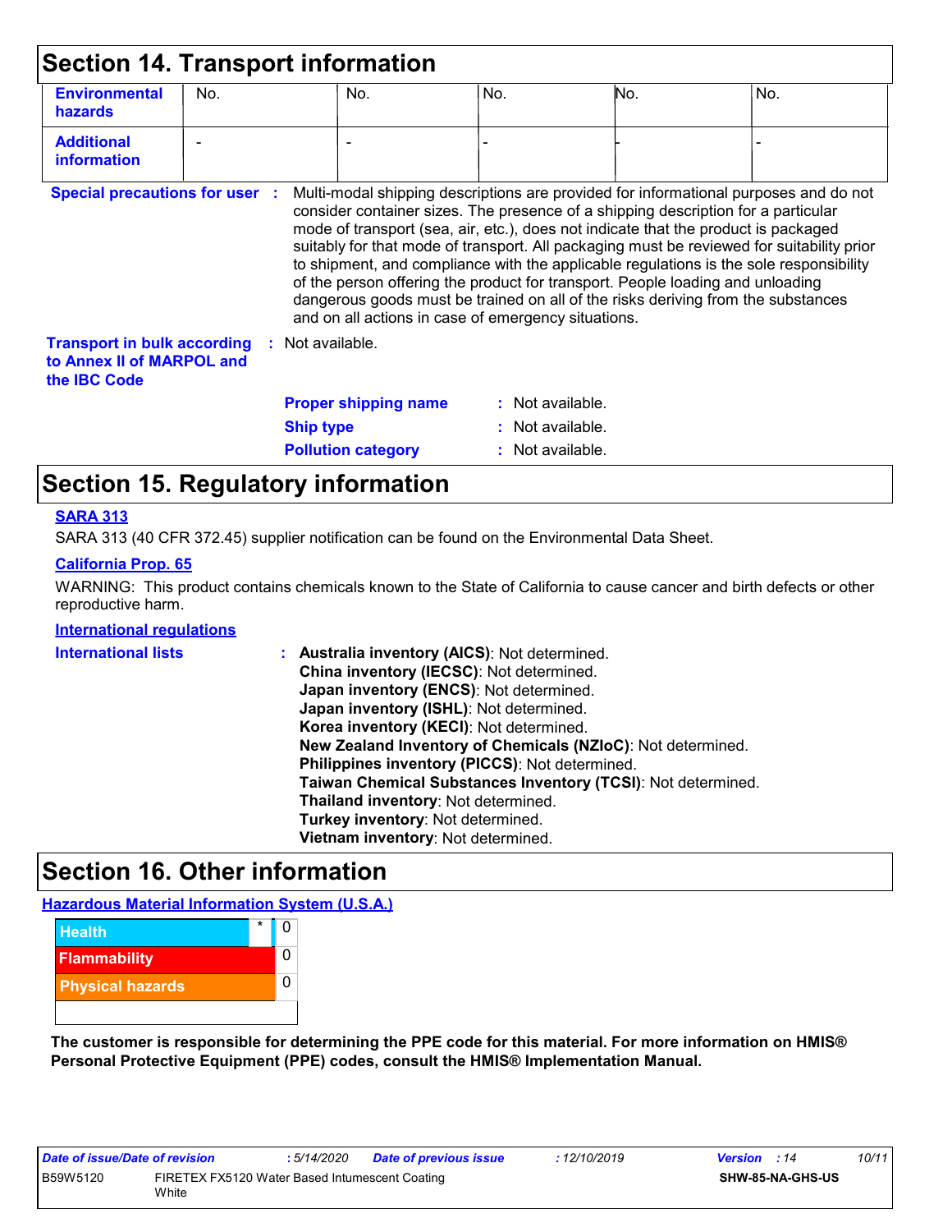## Section 14. Transport information

| | | | | | |
|---|---|---|---|---|---|
| **Environmental hazards** | No. | No. | No. | No. | No. |
| **Additional information** | - | - | - | - | - |

**Special precautions for user** : Multi-modal shipping descriptions are provided for informational purposes and do not consider container sizes. The presence of a shipping description for a particular mode of transport (sea, air, etc.), does not indicate that the product is packaged suitably for that mode of transport. All packaging must be reviewed for suitability prior to shipment, and compliance with the applicable regulations is the sole responsibility of the person offering the product for transport. People loading and unloading dangerous goods must be trained on all of the risks deriving from the substances and on all actions in case of emergency situations.

**Transport in bulk according to Annex II of MARPOL and the IBC Code** : Not available.

**Proper shipping name** : Not available.
**Ship type** : Not available.
**Pollution category** : Not available.

## Section 15. Regulatory information

**SARA 313**

SARA 313 (40 CFR 372.45) supplier notification can be found on the Environmental Data Sheet.

**California Prop. 65**

WARNING: This product contains chemicals known to the State of California to cause cancer and birth defects or other reproductive harm.

**International regulations**

**International lists** :
**Australia inventory (AICS)**: Not determined.
**China inventory (IECSC)**: Not determined.
**Japan inventory (ENCS)**: Not determined.
**Japan inventory (ISHL)**: Not determined.
**Korea inventory (KECI)**: Not determined.
**New Zealand Inventory of Chemicals (NZIoC)**: Not determined.
**Philippines inventory (PICCS)**: Not determined.
**Taiwan Chemical Substances Inventory (TCSI)**: Not determined.
**Thailand inventory**: Not determined.
**Turkey inventory**: Not determined.
**Vietnam inventory**: Not determined.

## Section 16. Other information

**Hazardous Material Information System (U.S.A.)**

| | | |
|---|---|---|
| Health | * | 0 |
| Flammability | | 0 |
| Physical hazards | | 0 |

**The customer is responsible for determining the PPE code for this material. For more information on HMIS® Personal Protective Equipment (PPE) codes, consult the HMIS® Implementation Manual.**

| | | | | |
|---|---|---|---|---|
| *Date of issue/Date of revision* | : 5/14/2020 | *Date of previous issue* | : 12/10/2019 | *Version* : 14 |
| B59W5120 | FIRETEX FX5120 Water Based Intumescent Coating White | | | SHW-85-NA-GHS-US |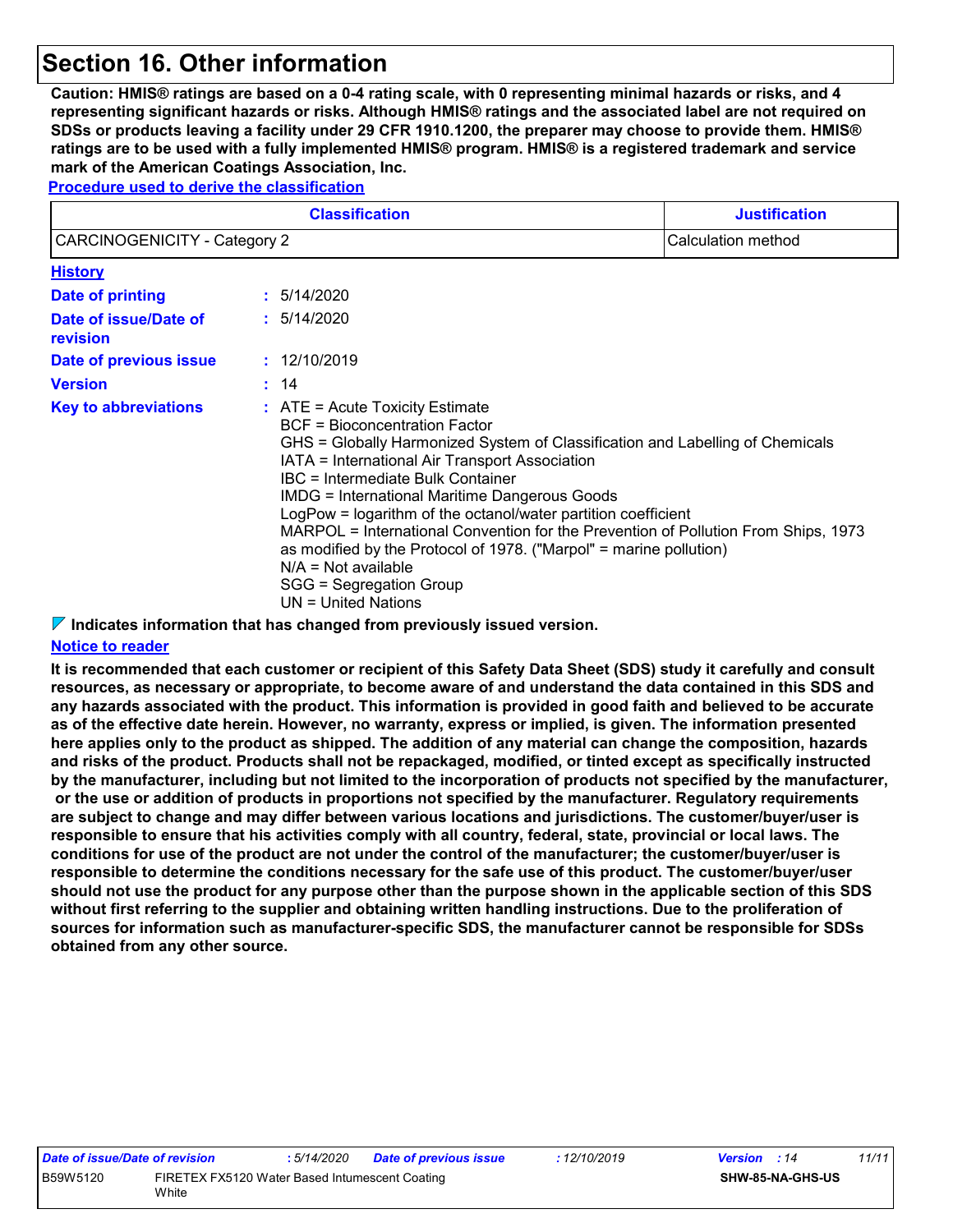## Section 16. Other information

**Caution: HMIS® ratings are based on a 0-4 rating scale, with 0 representing minimal hazards or risks, and 4 representing significant hazards or risks. Although HMIS® ratings and the associated label are not required on SDSs or products leaving a facility under 29 CFR 1910.1200, the preparer may choose to provide them. HMIS® ratings are to be used with a fully implemented HMIS® program. HMIS® is a registered trademark and service mark of the American Coatings Association, Inc.**

**Procedure used to derive the classification**

| Classification | Justification |
|---|---|
| CARCINOGENICITY - Category 2 | Calculation method |

**History**

**Date of printing** : 5/14/2020

**Date of issue/Date of revision** : 5/14/2020

**Date of previous issue** : 12/10/2019

**Version** : 14

**Key to abbreviations** :
ATE = Acute Toxicity Estimate
BCF = Bioconcentration Factor
GHS = Globally Harmonized System of Classification and Labelling of Chemicals
IATA = International Air Transport Association
IBC = Intermediate Bulk Container
IMDG = International Maritime Dangerous Goods
LogPow = logarithm of the octanol/water partition coefficient
MARPOL = International Convention for the Prevention of Pollution From Ships, 1973 as modified by the Protocol of 1978. ("Marpol" = marine pollution)
N/A = Not available
SGG = Segregation Group
UN = United Nations

**Indicates information that has changed from previously issued version.**

**Notice to reader**

**It is recommended that each customer or recipient of this Safety Data Sheet (SDS) study it carefully and consult resources, as necessary or appropriate, to become aware of and understand the data contained in this SDS and any hazards associated with the product. This information is provided in good faith and believed to be accurate as of the effective date herein. However, no warranty, express or implied, is given. The information presented here applies only to the product as shipped. The addition of any material can change the composition, hazards and risks of the product. Products shall not be repackaged, modified, or tinted except as specifically instructed by the manufacturer, including but not limited to the incorporation of products not specified by the manufacturer, or the use or addition of products in proportions not specified by the manufacturer. Regulatory requirements are subject to change and may differ between various locations and jurisdictions. The customer/buyer/user is responsible to ensure that his activities comply with all country, federal, state, provincial or local laws. The conditions for use of the product are not under the control of the manufacturer; the customer/buyer/user is responsible to determine the conditions necessary for the safe use of this product. The customer/buyer/user should not use the product for any purpose other than the purpose shown in the applicable section of this SDS without first referring to the supplier and obtaining written handling instructions. Due to the proliferation of sources for information such as manufacturer-specific SDS, the manufacturer cannot be responsible for SDSs obtained from any other source.**